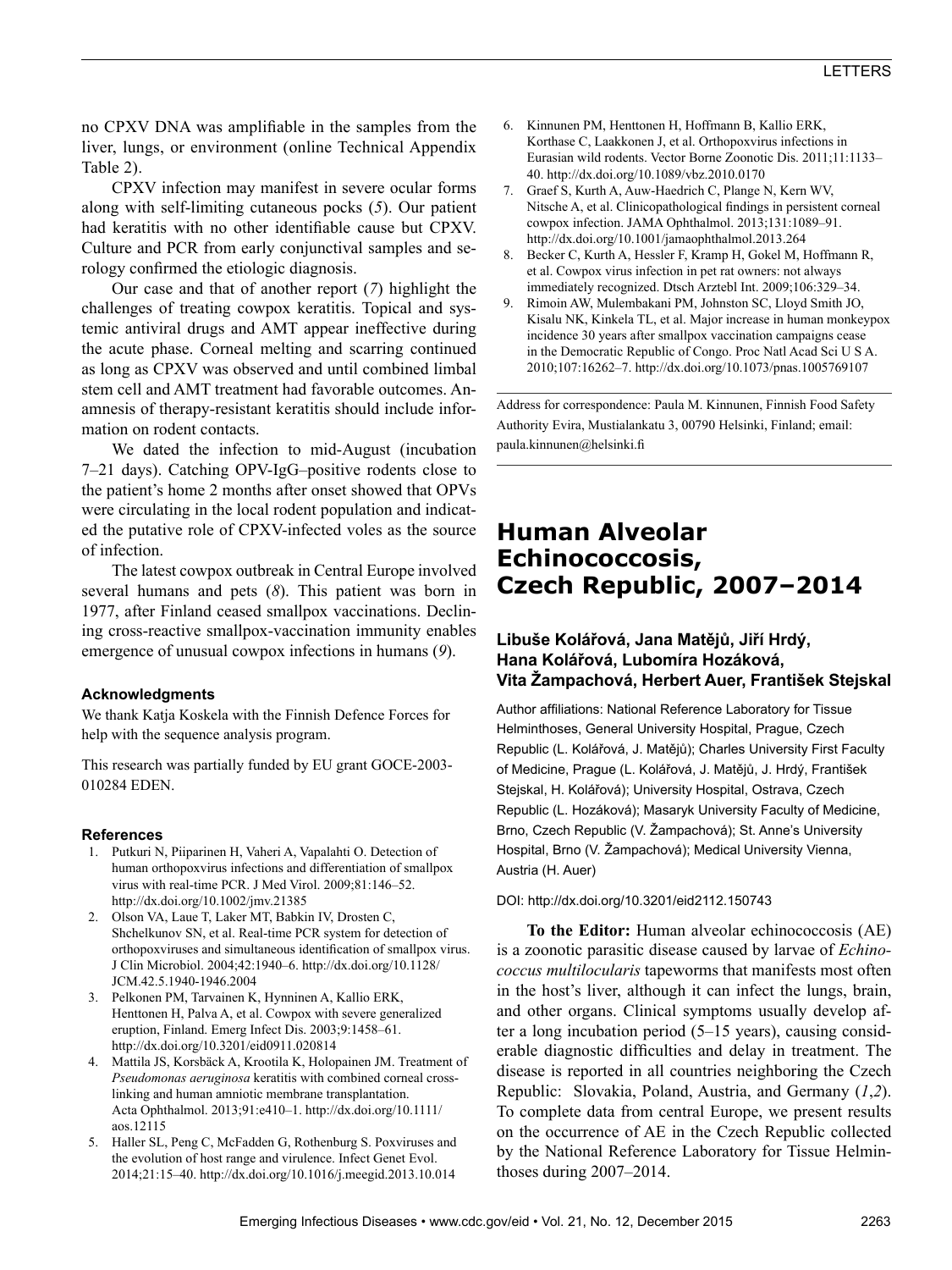no CPXV DNA was amplifiable in the samples from the liver, lungs, or environment (online Technical Appendix Table 2).

CPXV infection may manifest in severe ocular forms along with self-limiting cutaneous pocks (*5*). Our patient had keratitis with no other identifiable cause but CPXV. Culture and PCR from early conjunctival samples and serology confirmed the etiologic diagnosis.

Our case and that of another report (*7*) highlight the challenges of treating cowpox keratitis. Topical and systemic antiviral drugs and AMT appear ineffective during the acute phase. Corneal melting and scarring continued as long as CPXV was observed and until combined limbal stem cell and AMT treatment had favorable outcomes. Anamnesis of therapy-resistant keratitis should include information on rodent contacts.

We dated the infection to mid-August (incubation 7–21 days). Catching OPV-IgG–positive rodents close to the patient's home 2 months after onset showed that OPVs were circulating in the local rodent population and indicated the putative role of CPXV-infected voles as the source of infection.

The latest cowpox outbreak in Central Europe involved several humans and pets (*8*). This patient was born in 1977, after Finland ceased smallpox vaccinations. Declining cross-reactive smallpox-vaccination immunity enables emergence of unusual cowpox infections in humans (*9*).

### Acknowledgments

We thank Katja Koskela with the Finnish Defence Forces for help with the sequence analysis program.

This research was partially funded by EU grant GOCE-2003-010284 EDEN.

### References

1. Putkuri N, Piiparinen H, Vaheri A, Vapalahti O. Detection of human orthopoxvirus infections and differentiation of smallpox virus with real-time PCR. J Med Virol. 2009;81:146–52. http://dx.doi.org/10.1002/jmv.21385
2. Olson VA, Laue T, Laker MT, Babkin IV, Drosten C, Shchelkunov SN, et al. Real-time PCR system for detection of orthopoxviruses and simultaneous identification of smallpox virus. J Clin Microbiol. 2004;42:1940–6. http://dx.doi.org/10.1128/JCM.42.5.1940-1946.2004
3. Pelkonen PM, Tarvainen K, Hynninen A, Kallio ERK, Henttonen H, Palva A, et al. Cowpox with severe generalized eruption, Finland. Emerg Infect Dis. 2003;9:1458–61. http://dx.doi.org/10.3201/eid0911.020814
4. Mattila JS, Korsbäck A, Krootila K, Holopainen JM. Treatment of *Pseudomonas aeruginosa* keratitis with combined corneal cross-linking and human amniotic membrane transplantation. Acta Ophthalmol. 2013;91:e410–1. http://dx.doi.org/10.1111/aos.12115
5. Haller SL, Peng C, McFadden G, Rothenburg S. Poxviruses and the evolution of host range and virulence. Infect Genet Evol. 2014;21:15–40. http://dx.doi.org/10.1016/j.meegid.2013.10.014
6. Kinnunen PM, Henttonen H, Hoffmann B, Kallio ERK, Korthase C, Laakkonen J, et al. Orthopoxvirus infections in Eurasian wild rodents. Vector Borne Zoonotic Dis. 2011;11:1133–40. http://dx.doi.org/10.1089/vbz.2010.0170
7. Graef S, Kurth A, Auw-Haedrich C, Plange N, Kern WV, Nitsche A, et al. Clinicopathological findings in persistent corneal cowpox infection. JAMA Ophthalmol. 2013;131:1089–91. http://dx.doi.org/10.1001/jamaophthalmol.2013.264
8. Becker C, Kurth A, Hessler F, Kramp H, Gokel M, Hoffmann R, et al. Cowpox virus infection in pet rat owners: not always immediately recognized. Dtsch Arztebl Int. 2009;106:329–34.
9. Rimoin AW, Mulembakani PM, Johnston SC, Lloyd Smith JO, Kisalu NK, Kinkela TL, et al. Major increase in human monkeypox incidence 30 years after smallpox vaccination campaigns cease in the Democratic Republic of Congo. Proc Natl Acad Sci U S A. 2010;107:16262–7. http://dx.doi.org/10.1073/pnas.1005769107

Address for correspondence: Paula M. Kinnunen, Finnish Food Safety Authority Evira, Mustialankatu 3, 00790 Helsinki, Finland; email: paula.kinnunen@helsinki.fi

# Human Alveolar Echinococcosis, Czech Republic, 2007–2014

**Libuše Kolářová, Jana Matějů, Jiří Hrdý, Hana Kolářová, Lubomíra Hozáková, Vita Žampachová, Herbert Auer, František Stejskal**

Author affiliations: National Reference Laboratory for Tissue Helminthoses, General University Hospital, Prague, Czech Republic (L. Kolářová, J. Matějů); Charles University First Faculty of Medicine, Prague (L. Kolářová, J. Matějů, J. Hrdý, František Stejskal, H. Kolářová); University Hospital, Ostrava, Czech Republic (L. Hozáková); Masaryk University Faculty of Medicine, Brno, Czech Republic (V. Žampachová); St. Anne's University Hospital, Brno (V. Žampachová); Medical University Vienna, Austria (H. Auer)

DOI: http://dx.doi.org/10.3201/eid2112.150743

**To the Editor:** Human alveolar echinococcosis (AE) is a zoonotic parasitic disease caused by larvae of *Echinococcus multilocularis* tapeworms that manifests most often in the host's liver, although it can infect the lungs, brain, and other organs. Clinical symptoms usually develop after a long incubation period (5–15 years), causing considerable diagnostic difficulties and delay in treatment. The disease is reported in all countries neighboring the Czech Republic: Slovakia, Poland, Austria, and Germany (*1*,*2*). To complete data from central Europe, we present results on the occurrence of AE in the Czech Republic collected by the National Reference Laboratory for Tissue Helminthoses during 2007–2014.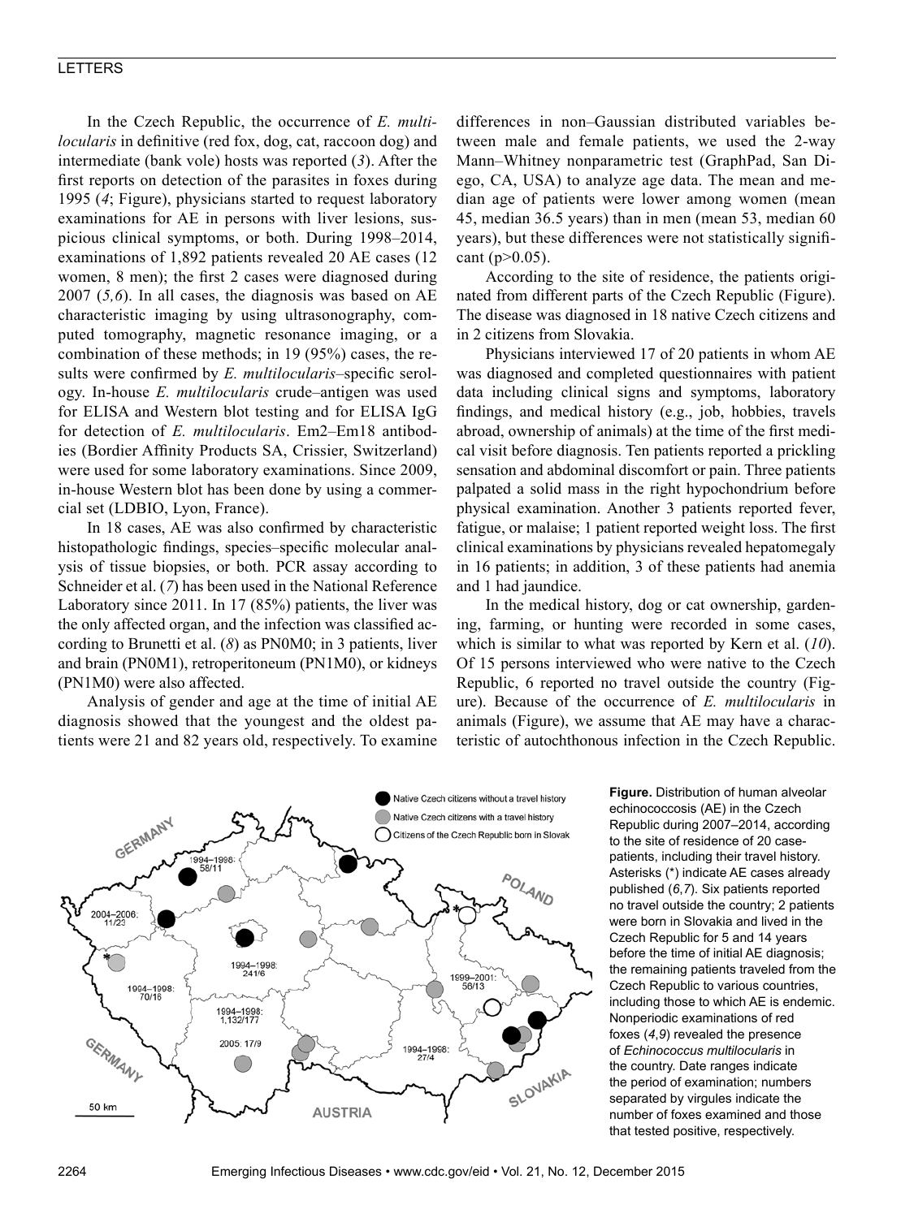In the Czech Republic, the occurrence of *E. multilocularis* in definitive (red fox, dog, cat, raccoon dog) and intermediate (bank vole) hosts was reported (*3*). After the first reports on detection of the parasites in foxes during 1995 (*4*; Figure), physicians started to request laboratory examinations for AE in persons with liver lesions, suspicious clinical symptoms, or both. During 1998–2014, examinations of 1,892 patients revealed 20 AE cases (12 women, 8 men); the first 2 cases were diagnosed during 2007 (*5,6*). In all cases, the diagnosis was based on AE characteristic imaging by using ultrasonography, computed tomography, magnetic resonance imaging, or a combination of these methods; in 19 (95%) cases, the results were confirmed by *E. multilocularis*–specific serology. In-house *E. multilocularis* crude–antigen was used for ELISA and Western blot testing and for ELISA IgG for detection of *E. multilocularis*. Em2–Em18 antibodies (Bordier Affinity Products SA, Crissier, Switzerland) were used for some laboratory examinations. Since 2009, in-house Western blot has been done by using a commercial set (LDBIO, Lyon, France).

In 18 cases, AE was also confirmed by characteristic histopathologic findings, species–specific molecular analysis of tissue biopsies, or both. PCR assay according to Schneider et al. (*7*) has been used in the National Reference Laboratory since 2011. In 17 (85%) patients, the liver was the only affected organ, and the infection was classified according to Brunetti et al. (*8*) as PN0M0; in 3 patients, liver and brain (PN0M1), retroperitoneum (PN1M0), or kidneys (PN1M0) were also affected.

Analysis of gender and age at the time of initial AE diagnosis showed that the youngest and the oldest patients were 21 and 82 years old, respectively. To examine differences in non–Gaussian distributed variables between male and female patients, we used the 2-way Mann–Whitney nonparametric test (GraphPad, San Diego, CA, USA) to analyze age data. The mean and median age of patients were lower among women (mean 45, median 36.5 years) than in men (mean 53, median 60 years), but these differences were not statistically significant ($p>0.05$).

According to the site of residence, the patients originated from different parts of the Czech Republic (Figure). The disease was diagnosed in 18 native Czech citizens and in 2 citizens from Slovakia.

Physicians interviewed 17 of 20 patients in whom AE was diagnosed and completed questionnaires with patient data including clinical signs and symptoms, laboratory findings, and medical history (e.g., job, hobbies, travels abroad, ownership of animals) at the time of the first medical visit before diagnosis. Ten patients reported a prickling sensation and abdominal discomfort or pain. Three patients palpated a solid mass in the right hypochondrium before physical examination. Another 3 patients reported fever, fatigue, or malaise; 1 patient reported weight loss. The first clinical examinations by physicians revealed hepatomegaly in 16 patients; in addition, 3 of these patients had anemia and 1 had jaundice.

In the medical history, dog or cat ownership, gardening, farming, or hunting were recorded in some cases, which is similar to what was reported by Kern et al. (*10*). Of 15 persons interviewed who were native to the Czech Republic, 6 reported no travel outside the country (Figure). Because of the occurrence of *E. multilocularis* in animals (Figure), we assume that AE may have a characteristic of autochthonous infection in the Czech Republic.

**Figure.** Distribution of human alveolar echinococcosis (AE) in the Czech Republic during 2007–2014, according to the site of residence of 20 case-patients, including their travel history. Asterisks (*) indicate AE cases already published (*6,7*). Six patients reported no travel outside the country; 2 patients were born in Slovakia and lived in the Czech Republic for 5 and 14 years before the time of initial AE diagnosis; the remaining patients traveled from the Czech Republic to various countries, including those to which AE is endemic. Nonperiodic examinations of red foxes (*4,9*) revealed the presence of *Echinococcus multilocularis* in the country. Date ranges indicate the period of examination; numbers separated by virgules indicate the number of foxes examined and those that tested positive, respectively.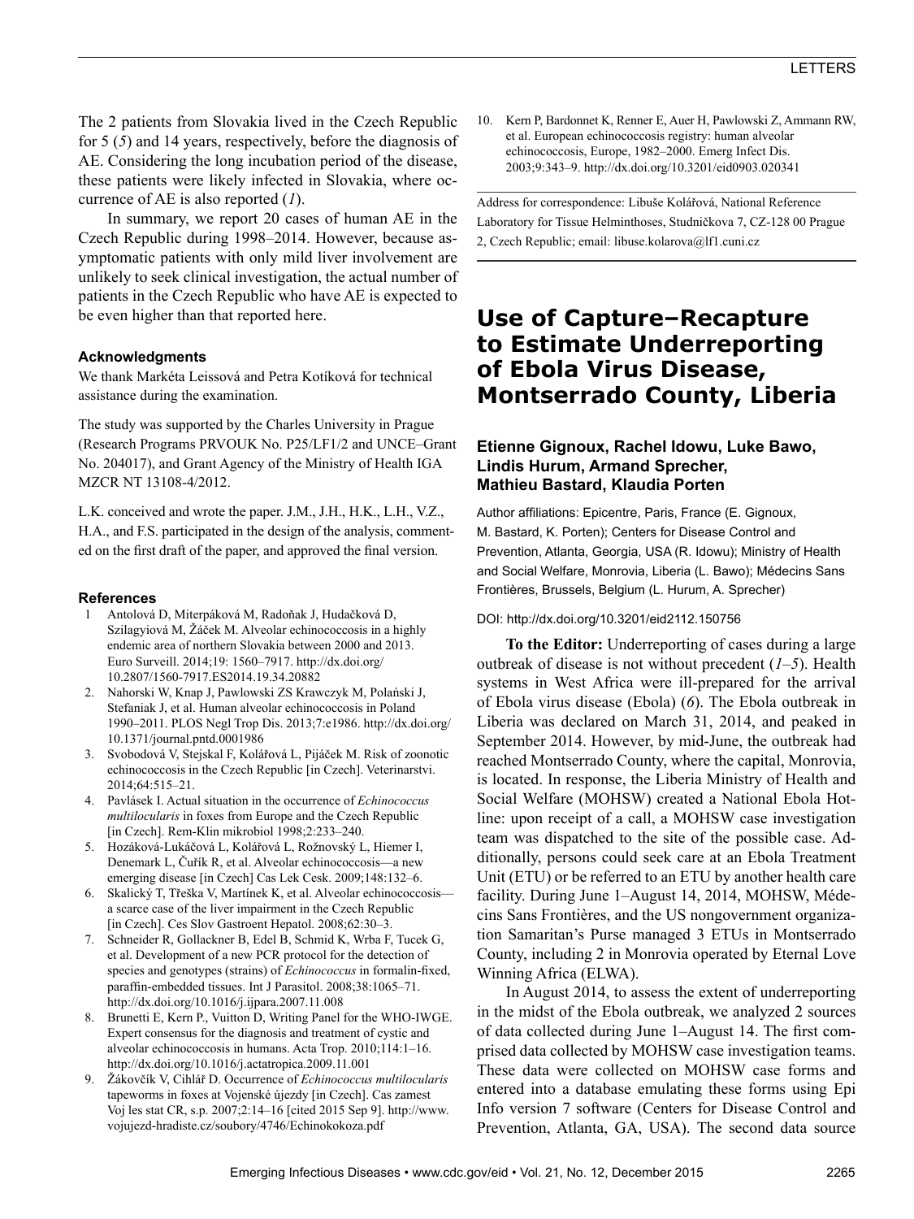The 2 patients from Slovakia lived in the Czech Republic for 5 (*5*) and 14 years, respectively, before the diagnosis of AE. Considering the long incubation period of the disease, these patients were likely infected in Slovakia, where occurrence of AE is also reported (*1*).

In summary, we report 20 cases of human AE in the Czech Republic during 1998–2014. However, because asymptomatic patients with only mild liver involvement are unlikely to seek clinical investigation, the actual number of patients in the Czech Republic who have AE is expected to be even higher than that reported here.

### Acknowledgments

We thank Markéta Leissová and Petra Kotíková for technical assistance during the examination.

The study was supported by the Charles University in Prague (Research Programs PRVOUK No. P25/LF1/2 and UNCE–Grant No. 204017), and Grant Agency of the Ministry of Health IGA MZCR NT 13108-4/2012.

L.K. conceived and wrote the paper. J.M., J.H., H.K., L.H., V.Z., H.A., and F.S. participated in the design of the analysis, commented on the first draft of the paper, and approved the final version.

### References

1. Antolová D, Miterpáková M, Radoňak J, Hudačková D, Szilagyiová M, Žáček M. Alveolar echinococcosis in a highly endemic area of northern Slovakia between 2000 and 2013. Euro Surveill. 2014;19: 1560–7917. http://dx.doi.org/10.2807/1560-7917.ES2014.19.34.20882
2. Nahorski W, Knap J, Pawlowski ZS Krawczyk M, Polański J, Stefaniak J, et al. Human alveolar echinococcosis in Poland 1990–2011. PLOS Negl Trop Dis. 2013;7:e1986. http://dx.doi.org/10.1371/journal.pntd.0001986
3. Svobodová V, Stejskal F, Kolářová L, Pijáček M. Risk of zoonotic echinococcosis in the Czech Republic [in Czech]. Veterinarstvi. 2014;64:515–21.
4. Pavlásek I. Actual situation in the occurrence of *Echinococcus multilocularis* in foxes from Europe and the Czech Republic [in Czech]. Rem-Klin mikrobiol 1998;2:233–240.
5. Hozáková-Lukáčová L, Kolářová L, Rožnovský L, Hiemer I, Denemark L, Čuřík R, et al. Alveolar echinococcosis—a new emerging disease [in Czech] Cas Lek Cesk. 2009;148:132–6.
6. Skalický T, Třeška V, Martínek K, et al. Alveolar echinococcosis—a scarce case of the liver impairment in the Czech Republic [in Czech]. Ces Slov Gastroent Hepatol. 2008;62:30–3.
7. Schneider R, Gollackner B, Edel B, Schmid K, Wrba F, Tucek G, et al. Development of a new PCR protocol for the detection of species and genotypes (strains) of *Echinococcus* in formalin-fixed, paraffin-embedded tissues. Int J Parasitol. 2008;38:1065–71. http://dx.doi.org/10.1016/j.ijpara.2007.11.008
8. Brunetti E, Kern P., Vuitton D, Writing Panel for the WHO-IWGE. Expert consensus for the diagnosis and treatment of cystic and alveolar echinococcosis in humans. Acta Trop. 2010;114:1–16. http://dx.doi.org/10.1016/j.actatropica.2009.11.001
9. Žákovčík V, Cihlář D. Occurrence of *Echinococcus multilocularis* tapeworms in foxes at Vojenské újezdy [in Czech]. Cas zamest Voj les stat CR, s.p. 2007;2:14–16 [cited 2015 Sep 9]. http://www.vojujezd-hradiste.cz/soubory/4746/Echinokokoza.pdf
10. Kern P, Bardonnet K, Renner E, Auer H, Pawlowski Z, Ammann RW, et al. European echinococcosis registry: human alveolar echinococcosis, Europe, 1982–2000. Emerg Infect Dis. 2003;9:343–9. http://dx.doi.org/10.3201/eid0903.020341

Address for correspondence: Libuše Kolářová, National Reference Laboratory for Tissue Helminthoses, Studničkova 7, CZ-128 00 Prague 2, Czech Republic; email: libuse.kolarova@lf1.cuni.cz

# Use of Capture–Recapture to Estimate Underreporting of Ebola Virus Disease, Montserrado County, Liberia

**Etienne Gignoux, Rachel Idowu, Luke Bawo, Lindis Hurum, Armand Sprecher, Mathieu Bastard, Klaudia Porten**

Author affiliations: Epicentre, Paris, France (E. Gignoux, M. Bastard, K. Porten); Centers for Disease Control and Prevention, Atlanta, Georgia, USA (R. Idowu); Ministry of Health and Social Welfare, Monrovia, Liberia (L. Bawo); Médecins Sans Frontières, Brussels, Belgium (L. Hurum, A. Sprecher)

DOI: http://dx.doi.org/10.3201/eid2112.150756

**To the Editor:** Underreporting of cases during a large outbreak of disease is not without precedent (*1*–*5*). Health systems in West Africa were ill-prepared for the arrival of Ebola virus disease (Ebola) (*6*). The Ebola outbreak in Liberia was declared on March 31, 2014, and peaked in September 2014. However, by mid-June, the outbreak had reached Montserrado County, where the capital, Monrovia, is located. In response, the Liberia Ministry of Health and Social Welfare (MOHSW) created a National Ebola Hotline: upon receipt of a call, a MOHSW case investigation team was dispatched to the site of the possible case. Additionally, persons could seek care at an Ebola Treatment Unit (ETU) or be referred to an ETU by another health care facility. During June 1–August 14, 2014, MOHSW, Médecins Sans Frontières, and the US nongovernment organization Samaritan's Purse managed 3 ETUs in Montserrado County, including 2 in Monrovia operated by Eternal Love Winning Africa (ELWA).

In August 2014, to assess the extent of underreporting in the midst of the Ebola outbreak, we analyzed 2 sources of data collected during June 1–August 14. The first comprised data collected by MOHSW case investigation teams. These data were collected on MOHSW case forms and entered into a database emulating these forms using Epi Info version 7 software (Centers for Disease Control and Prevention, Atlanta, GA, USA). The second data source